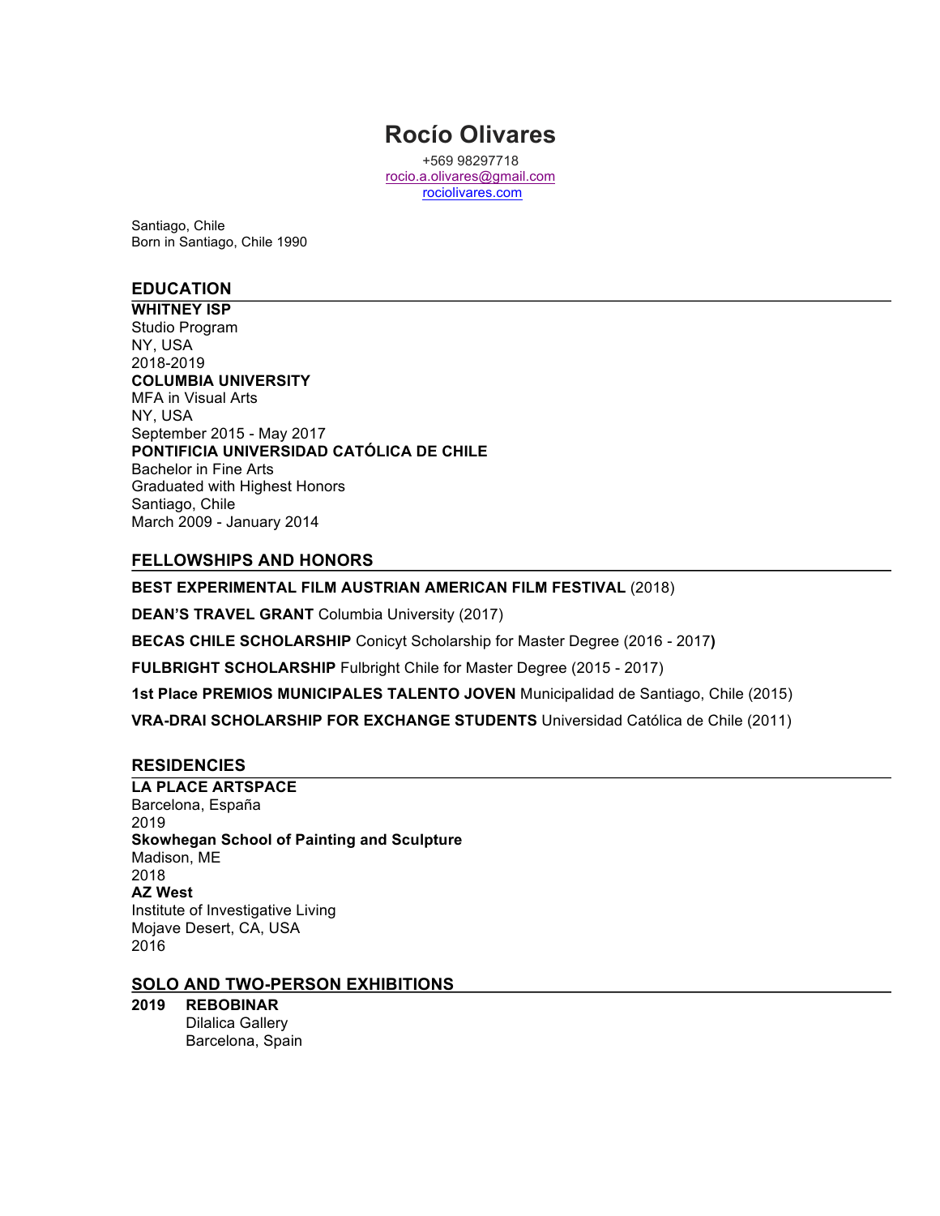# Rocío Olivares

+569 98297718
rocio.a.olivares@gmail.com
rociolivares.com

Santiago, Chile
Born in Santiago, Chile 1990

## EDUCATION

**WHITNEY ISP**
Studio Program
NY, USA
2018-2019

**COLUMBIA UNIVERSITY**
MFA in Visual Arts
NY, USA
September 2015 - May 2017

**PONTIFICIA UNIVERSIDAD CATÓLICA DE CHILE**
Bachelor in Fine Arts
Graduated with Highest Honors
Santiago, Chile
March 2009 - January 2014

## FELLOWSHIPS AND HONORS

**BEST EXPERIMENTAL FILM AUSTRIAN AMERICAN FILM FESTIVAL** (2018)

**DEAN'S TRAVEL GRANT** Columbia University (2017)

**BECAS CHILE SCHOLARSHIP** Conicyt Scholarship for Master Degree (2016 - 2017**)**

**FULBRIGHT SCHOLARSHIP** Fulbright Chile for Master Degree (2015 - 2017)

**1st Place PREMIOS MUNICIPALES TALENTO JOVEN** Municipalidad de Santiago, Chile (2015)

**VRA-DRAI SCHOLARSHIP FOR EXCHANGE STUDENTS** Universidad Católica de Chile (2011)

## RESIDENCIES

**LA PLACE ARTSPACE**
Barcelona, España
2019

**Skowhegan School of Painting and Sculpture**
Madison, ME
2018

**AZ West**
Institute of Investigative Living
Mojave Desert, CA, USA
2016

## SOLO AND TWO-PERSON EXHIBITIONS

**2019** **REBOBINAR**
Dilalica Gallery
Barcelona, Spain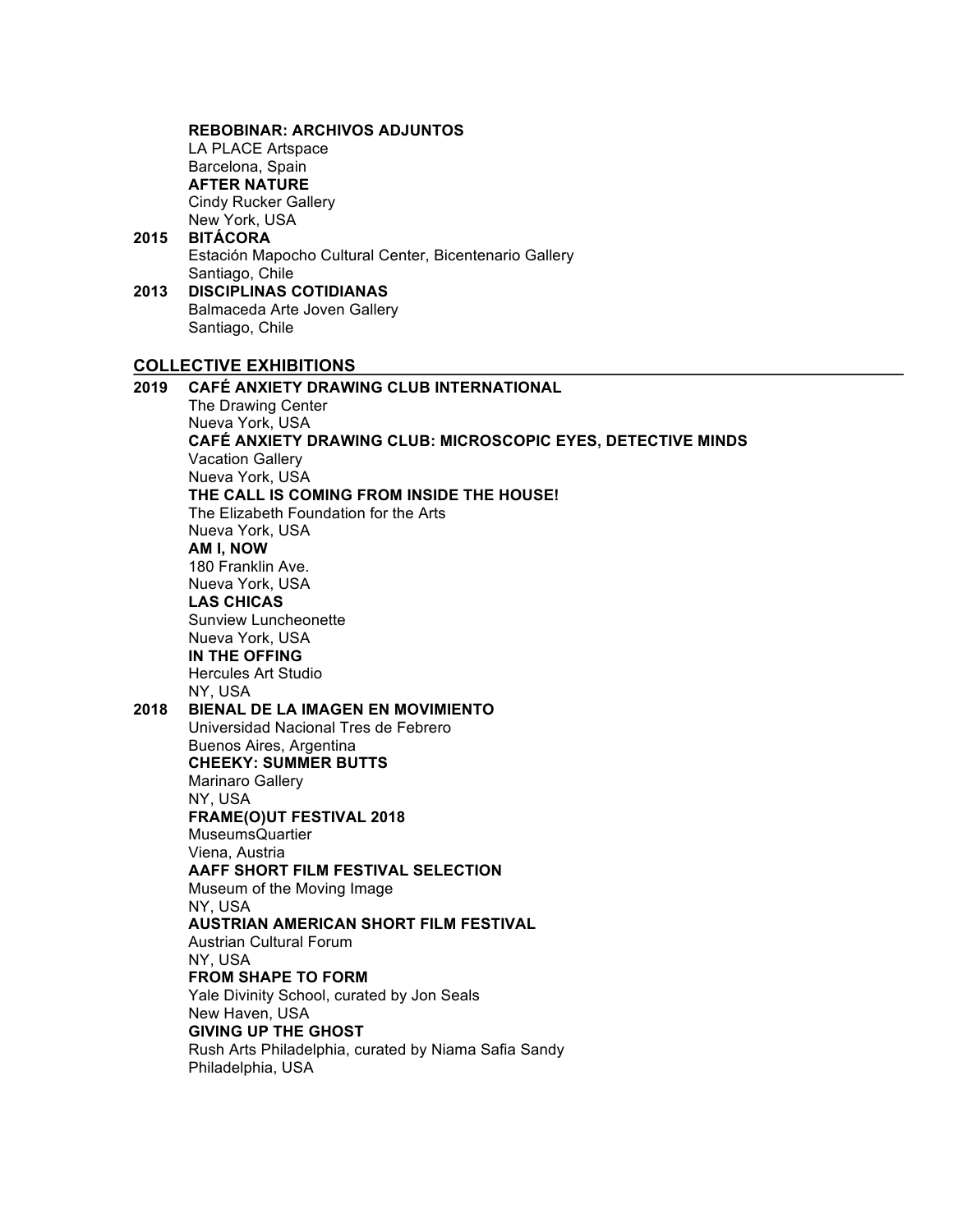**REBOBINAR: ARCHIVOS ADJUNTOS**
LA PLACE Artspace
Barcelona, Spain

**AFTER NATURE**
Cindy Rucker Gallery
New York, USA

**2015 BITÁCORA**
Estación Mapocho Cultural Center, Bicentenario Gallery
Santiago, Chile

**2013 DISCIPLINAS COTIDIANAS**
Balmaceda Arte Joven Gallery
Santiago, Chile

## COLLECTIVE EXHIBITIONS

**2019 CAFÉ ANXIETY DRAWING CLUB INTERNATIONAL**
The Drawing Center
Nueva York, USA

**CAFÉ ANXIETY DRAWING CLUB: MICROSCOPIC EYES, DETECTIVE MINDS**
Vacation Gallery
Nueva York, USA

**THE CALL IS COMING FROM INSIDE THE HOUSE!**
The Elizabeth Foundation for the Arts
Nueva York, USA

**AM I, NOW**
180 Franklin Ave.
Nueva York, USA

**LAS CHICAS**
Sunview Luncheonette
Nueva York, USA

**IN THE OFFING**
Hercules Art Studio
NY, USA

**2018 BIENAL DE LA IMAGEN EN MOVIMIENTO**
Universidad Nacional Tres de Febrero
Buenos Aires, Argentina

**CHEEKY: SUMMER BUTTS**
Marinaro Gallery
NY, USA

**FRAME(O)UT FESTIVAL 2018**
MuseumsQuartier
Viena, Austria

**AAFF SHORT FILM FESTIVAL SELECTION**
Museum of the Moving Image
NY, USA

**AUSTRIAN AMERICAN SHORT FILM FESTIVAL**
Austrian Cultural Forum
NY, USA

**FROM SHAPE TO FORM**
Yale Divinity School, curated by Jon Seals
New Haven, USA

**GIVING UP THE GHOST**
Rush Arts Philadelphia, curated by Niama Safia Sandy
Philadelphia, USA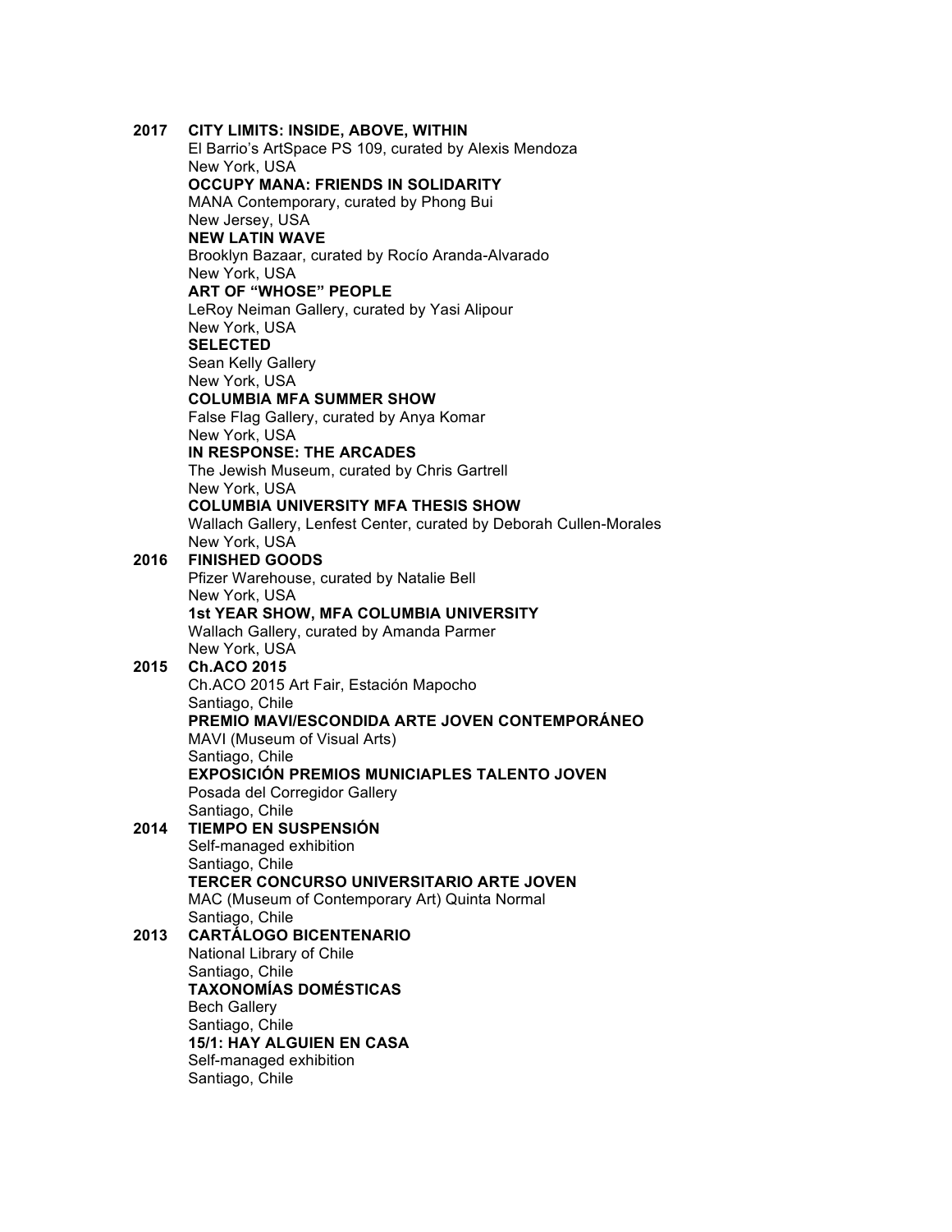**2017** **CITY LIMITS: INSIDE, ABOVE, WITHIN**
El Barrio's ArtSpace PS 109, curated by Alexis Mendoza
New York, USA

**OCCUPY MANA: FRIENDS IN SOLIDARITY**
MANA Contemporary, curated by Phong Bui
New Jersey, USA

**NEW LATIN WAVE**
Brooklyn Bazaar, curated by Rocío Aranda-Alvarado
New York, USA

**ART OF "WHOSE" PEOPLE**
LeRoy Neiman Gallery, curated by Yasi Alipour
New York, USA

**SELECTED**
Sean Kelly Gallery
New York, USA

**COLUMBIA MFA SUMMER SHOW**
False Flag Gallery, curated by Anya Komar
New York, USA

**IN RESPONSE: THE ARCADES**
The Jewish Museum, curated by Chris Gartrell
New York, USA

**COLUMBIA UNIVERSITY MFA THESIS SHOW**
Wallach Gallery, Lenfest Center, curated by Deborah Cullen-Morales
New York, USA

**2016** **FINISHED GOODS**
Pfizer Warehouse, curated by Natalie Bell
New York, USA

**1st YEAR SHOW, MFA COLUMBIA UNIVERSITY**
Wallach Gallery, curated by Amanda Parmer
New York, USA

**2015** **Ch.ACO 2015**
Ch.ACO 2015 Art Fair, Estación Mapocho
Santiago, Chile

**PREMIO MAVI/ESCONDIDA ARTE JOVEN CONTEMPORÁNEO**
MAVI (Museum of Visual Arts)
Santiago, Chile

**EXPOSICIÓN PREMIOS MUNICIAPLES TALENTO JOVEN**
Posada del Corregidor Gallery
Santiago, Chile

**2014** **TIEMPO EN SUSPENSIÓN**
Self-managed exhibition
Santiago, Chile

**TERCER CONCURSO UNIVERSITARIO ARTE JOVEN**
MAC (Museum of Contemporary Art) Quinta Normal
Santiago, Chile

**2013** **CARTÁLOGO BICENTENARIO**
National Library of Chile
Santiago, Chile

**TAXONOMÍAS DOMÉSTICAS**
Bech Gallery
Santiago, Chile

**15/1: HAY ALGUIEN EN CASA**
Self-managed exhibition
Santiago, Chile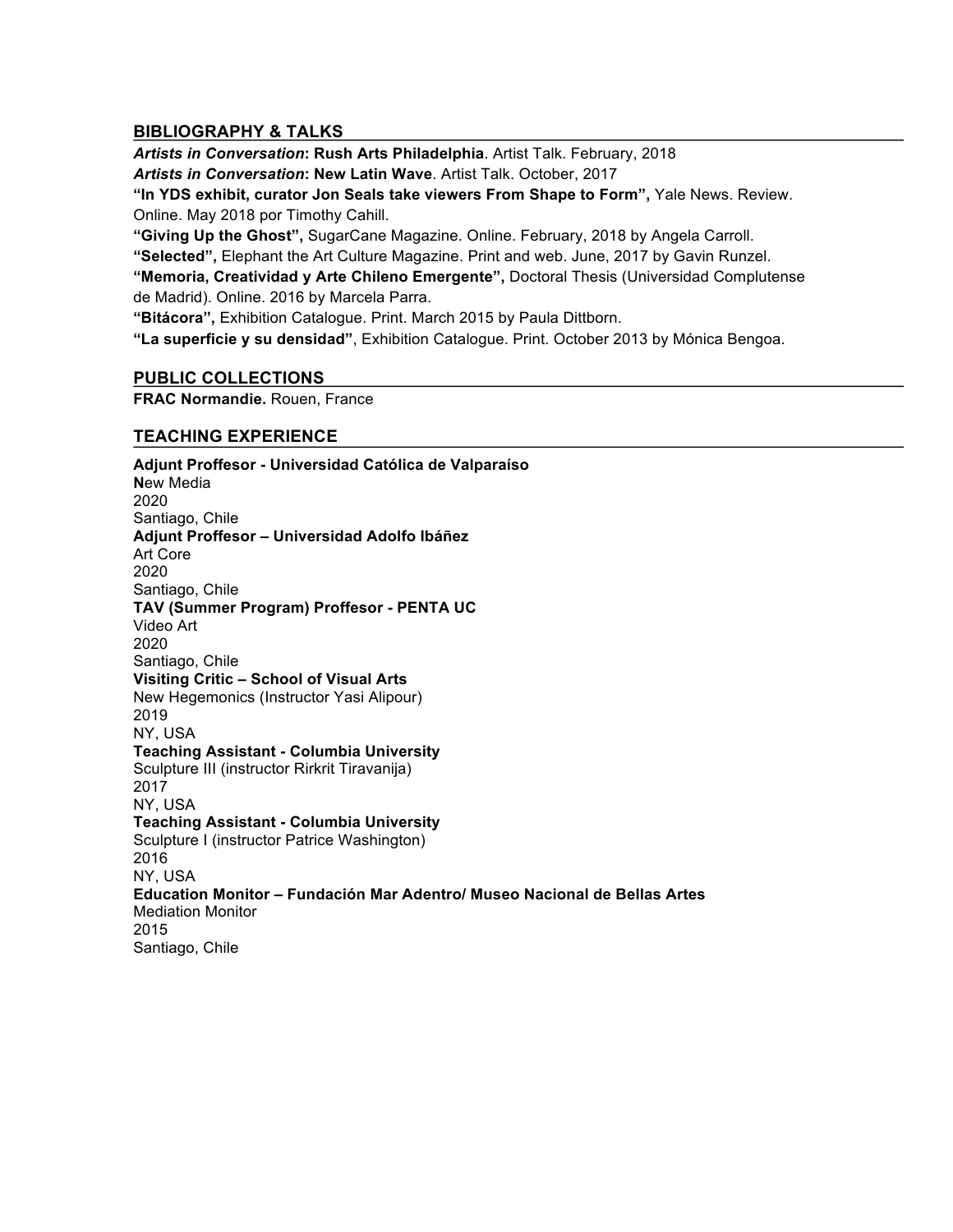## BIBLIOGRAPHY & TALKS

***Artists in Conversation*: Rush Arts Philadelphia**. Artist Talk. February, 2018
***Artists in Conversation*: New Latin Wave**. Artist Talk. October, 2017
**"In YDS exhibit, curator Jon Seals take viewers From Shape to Form",** Yale News. Review. Online. May 2018 por Timothy Cahill.
**"Giving Up the Ghost",** SugarCane Magazine. Online. February, 2018 by Angela Carroll.
**"Selected",** Elephant the Art Culture Magazine. Print and web. June, 2017 by Gavin Runzel.
**"Memoria, Creatividad y Arte Chileno Emergente",** Doctoral Thesis (Universidad Complutense de Madrid). Online. 2016 by Marcela Parra.
**"Bitácora",** Exhibition Catalogue. Print. March 2015 by Paula Dittborn.
**"La superficie y su densidad"**, Exhibition Catalogue. Print. October 2013 by Mónica Bengoa.

## PUBLIC COLLECTIONS

**FRAC Normandie.** Rouen, France

## TEACHING EXPERIENCE

**Adjunt Proffesor - Universidad Católica de Valparaíso**
**N**ew Media
2020
Santiago, Chile
**Adjunt Proffesor – Universidad Adolfo Ibáñez**
Art Core
2020
Santiago, Chile
**TAV (Summer Program) Proffesor - PENTA UC**
Video Art
2020
Santiago, Chile
**Visiting Critic – School of Visual Arts**
New Hegemonics (Instructor Yasi Alipour)
2019
NY, USA
**Teaching Assistant - Columbia University**
Sculpture III (instructor Rirkrit Tiravanija)
2017
NY, USA
**Teaching Assistant - Columbia University**
Sculpture I (instructor Patrice Washington)
2016
NY, USA
**Education Monitor – Fundación Mar Adentro/ Museo Nacional de Bellas Artes**
Mediation Monitor
2015
Santiago, Chile